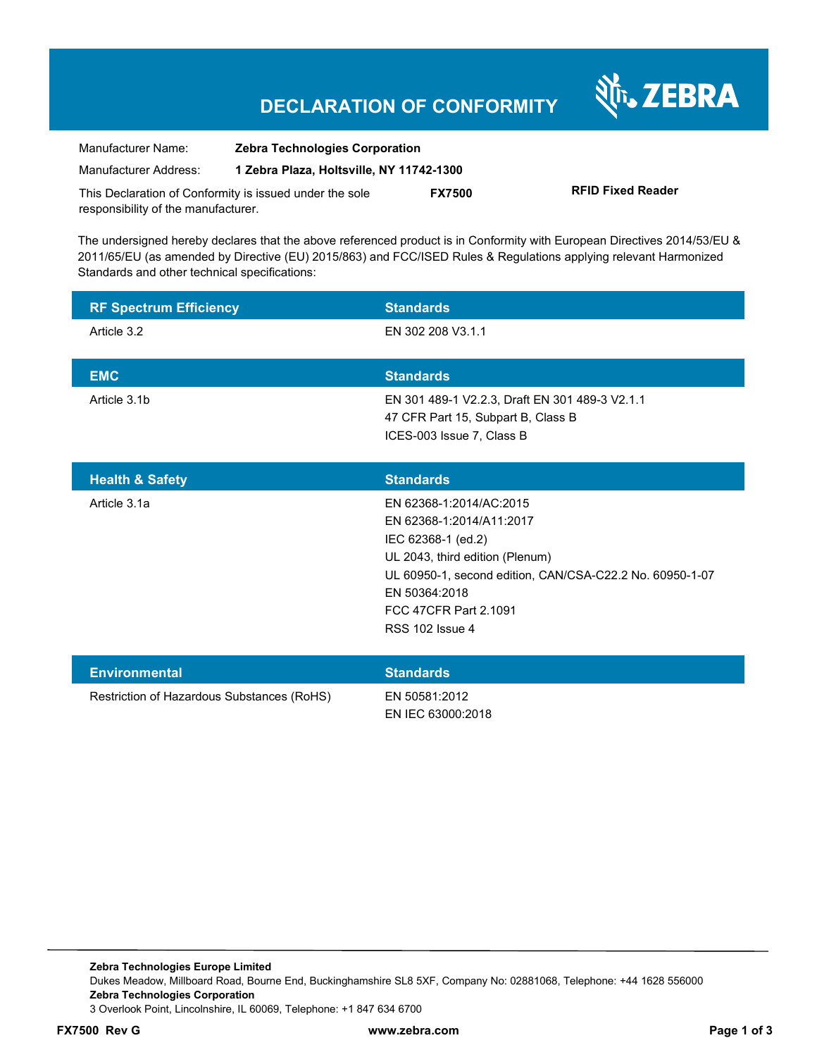# DECLARATION OF CONFORMITY

ZEBRA

| | |
|---|---|
| Manufacturer Name: | **Zebra Technologies Corporation** |
| Manufacturer Address: | **1 Zebra Plaza, Holtsville, NY 11742-1300** |

This Declaration of Conformity is issued under the sole responsibility of the manufacturer. **FX7500** **RFID Fixed Reader**

The undersigned hereby declares that the above referenced product is in Conformity with European Directives 2014/53/EU & 2011/65/EU (as amended by Directive (EU) 2015/863) and FCC/ISED Rules & Regulations applying relevant Harmonized Standards and other technical specifications:

| RF Spectrum Efficiency | Standards |
|---|---|
| Article 3.2 | EN 302 208 V3.1.1 |

| EMC | Standards |
|---|---|
| Article 3.1b | EN 301 489-1 V2.2.3, Draft EN 301 489-3 V2.1.1<br>47 CFR Part 15, Subpart B, Class B<br>ICES-003 Issue 7, Class B |

| Health & Safety | Standards |
|---|---|
| Article 3.1a | EN 62368-1:2014/AC:2015<br>EN 62368-1:2014/A11:2017<br>IEC 62368-1 (ed.2)<br>UL 2043, third edition (Plenum)<br>UL 60950-1, second edition, CAN/CSA-C22.2 No. 60950-1-07<br>EN 50364:2018<br>FCC 47CFR Part 2.1091<br>RSS 102 Issue 4 |

| Environmental | Standards |
|---|---|
| Restriction of Hazardous Substances (RoHS) | EN 50581:2012<br>EN IEC 63000:2018 |

**Zebra Technologies Europe Limited**
Dukes Meadow, Millboard Road, Bourne End, Buckinghamshire SL8 5XF, Company No: 02881068, Telephone: +44 1628 556000
**Zebra Technologies Corporation**
3 Overlook Point, Lincolnshire, IL 60069, Telephone: +1 847 634 6700

**FX7500 Rev G** **www.zebra.com**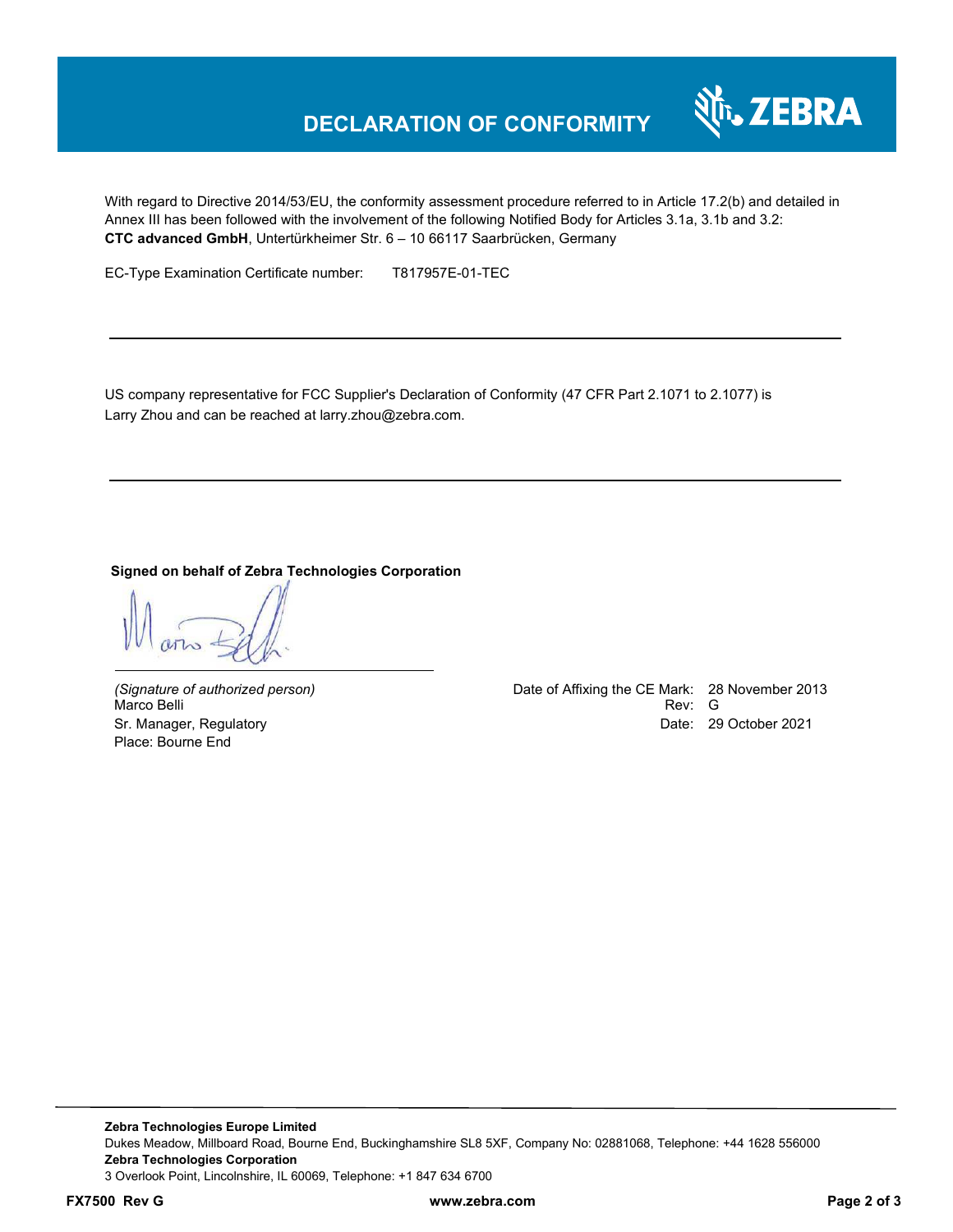# DECLARATION OF CONFORMITY

With regard to Directive 2014/53/EU, the conformity assessment procedure referred to in Article 17.2(b) and detailed in Annex III has been followed with the involvement of the following Notified Body for Articles 3.1a, 3.1b and 3.2:
**CTC advanced GmbH**, Untertürkheimer Str. 6 – 10 66117 Saarbrücken, Germany

EC-Type Examination Certificate number: T817957E-01-TEC

---

US company representative for FCC Supplier's Declaration of Conformity (47 CFR Part 2.1071 to 2.1077) is Larry Zhou and can be reached at larry.zhou@zebra.com.

---

**Signed on behalf of Zebra Technologies Corporation**

*(Signature of authorized person)*
Marco Belli
Sr. Manager, Regulatory
Place: Bourne End

Date of Affixing the CE Mark: 28 November 2013
Rev: G
Date: 29 October 2021

**Zebra Technologies Europe Limited**
Dukes Meadow, Millboard Road, Bourne End, Buckinghamshire SL8 5XF, Company No: 02881068, Telephone: +44 1628 556000
**Zebra Technologies Corporation**
3 Overlook Point, Lincolnshire, IL 60069, Telephone: +1 847 634 6700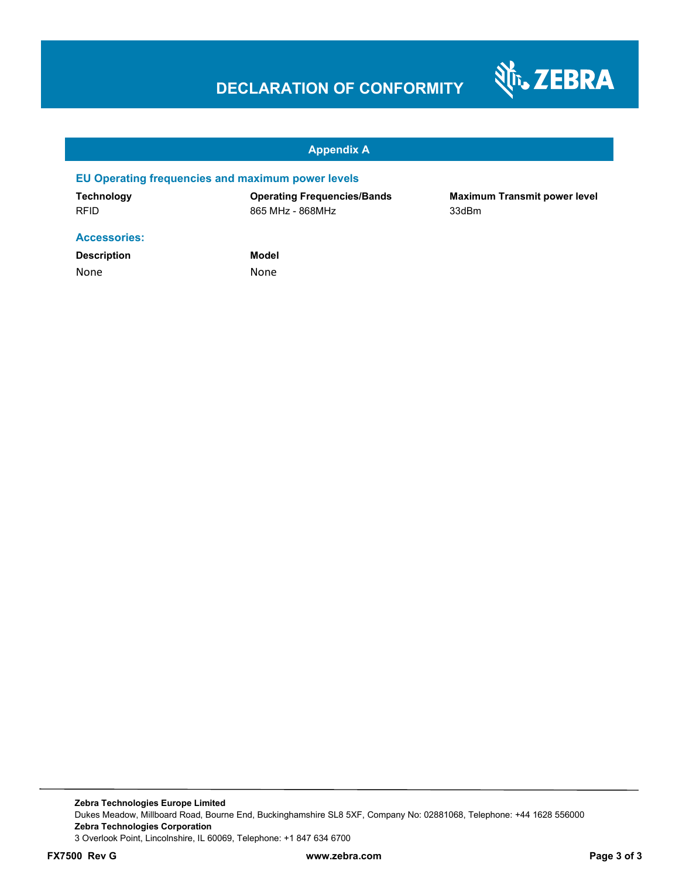# DECLARATION OF CONFORMITY

## Appendix A

### EU Operating frequencies and maximum power levels

| Technology | Operating Frequencies/Bands | Maximum Transmit power level |
|---|---|---|
| RFID | 865 MHz - 868MHz | 33dBm |

### Accessories:

| Description | Model |
|---|---|
| None | None |

**Zebra Technologies Europe Limited**
Dukes Meadow, Millboard Road, Bourne End, Buckinghamshire SL8 5XF, Company No: 02881068, Telephone: +44 1628 556000
**Zebra Technologies Corporation**
3 Overlook Point, Lincolnshire, IL 60069, Telephone: +1 847 634 6700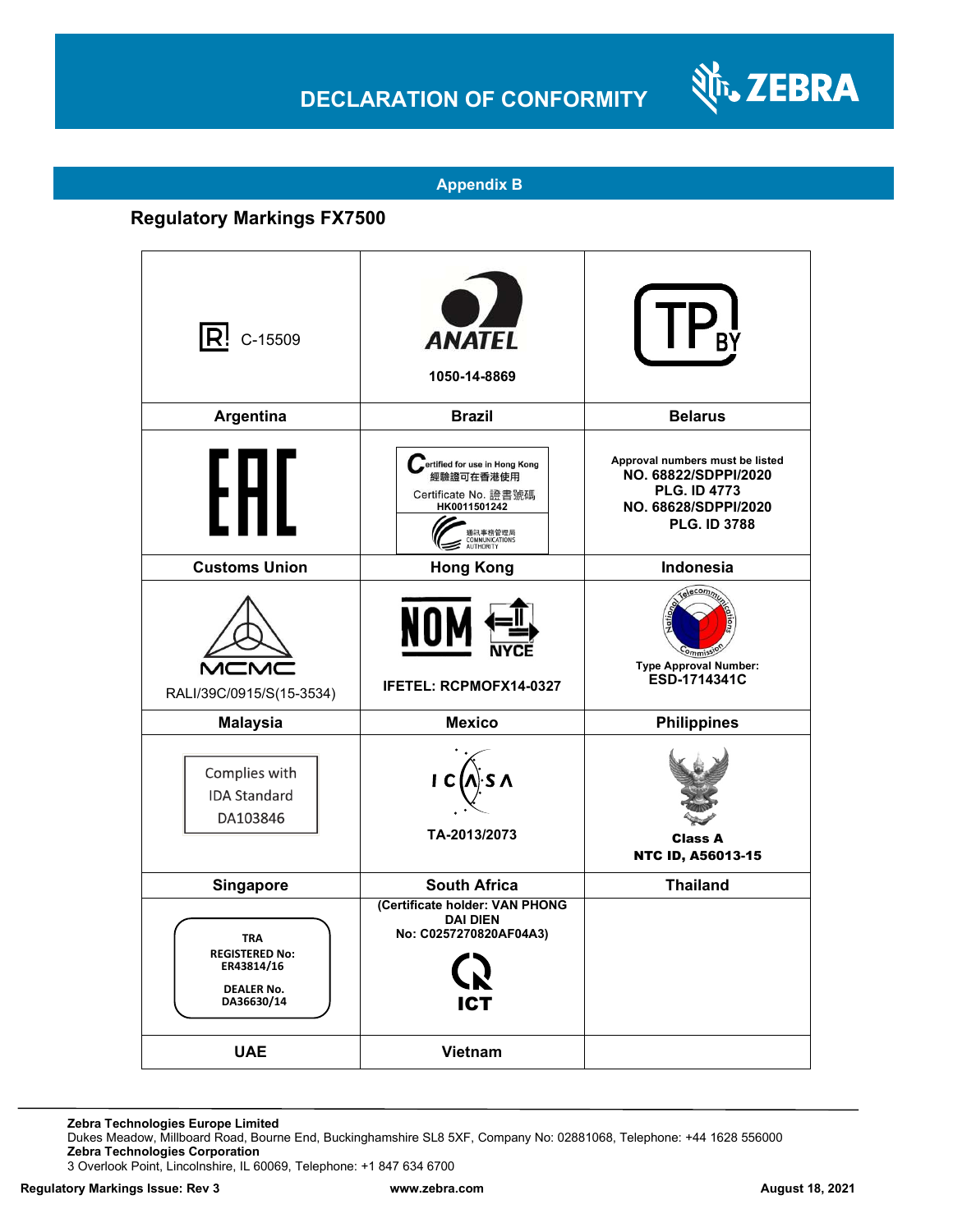## Appendix B

### Regulatory Markings FX7500

| | | |
|---|---|---|
| C-15509 | 1050-14-8869 | |
| **Argentina** | **Brazil** | **Belarus** |
| | Certified for use in Hong Kong 經驗證可在香港使用 Certificate No. 證書號碼 HK0011501242 通訊事務管理局 COMMUNICATIONS AUTHORITY | Approval numbers must be listed NO. 68822/SDPPI/2020 PLG. ID 4773 NO. 68628/SDPPI/2020 PLG. ID 3788 |
| **Customs Union** | **Hong Kong** | **Indonesia** |
| RALI/39C/0915/S(15-3534) | IFETEL: RCPMOFX14-0327 | Type Approval Number: ESD-1714341C |
| **Malaysia** | **Mexico** | **Philippines** |
| Complies with IDA Standard DA103846 | TA-2013/2073 | Class A NTC ID, A56013-15 |
| **Singapore** | **South Africa** | **Thailand** |
| TRA REGISTERED No: ER43814/16 DEALER No. DA36630/14 | (Certificate holder: VAN PHONG DAI DIEN No: C0257270820AF04A3) ICT | |
| **UAE** | **Vietnam** | |

**Zebra Technologies Europe Limited**
Dukes Meadow, Millboard Road, Bourne End, Buckinghamshire SL8 5XF, Company No: 02881068, Telephone: +44 1628 556000
**Zebra Technologies Corporation**
3 Overlook Point, Lincolnshire, IL 60069, Telephone: +1 847 634 6700

**Regulatory Markings Issue: Rev 3** **www.zebra.com** **August 18, 2021**